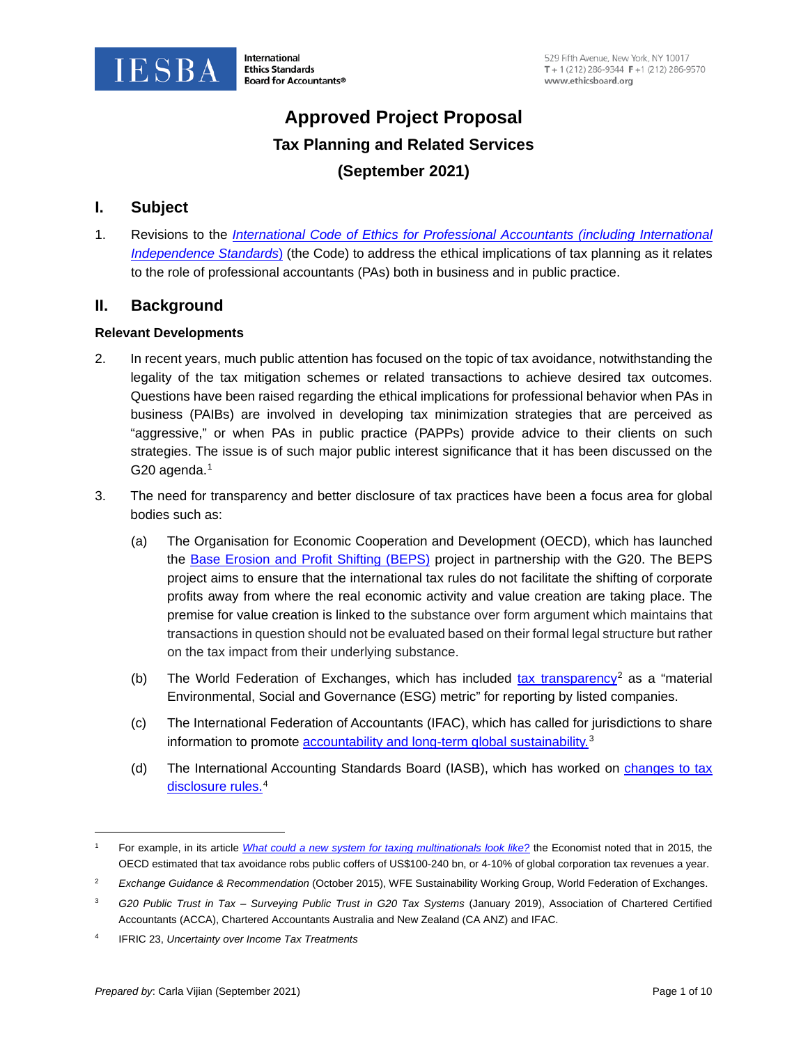# Approved Project Proposal

## Tax Planning and Related Services

## (September 2021)

## I. Subject

1. Revisions to the *International Code of Ethics for Professional Accountants (including International Independence Standards)* (the Code) to address the ethical implications of tax planning as it relates to the role of professional accountants (PAs) both in business and in public practice.

## II. Background

### Relevant Developments

2. In recent years, much public attention has focused on the topic of tax avoidance, notwithstanding the legality of the tax mitigation schemes or related transactions to achieve desired tax outcomes. Questions have been raised regarding the ethical implications for professional behavior when PAs in business (PAIBs) are involved in developing tax minimization strategies that are perceived as "aggressive," or when PAs in public practice (PAPPs) provide advice to their clients on such strategies. The issue is of such major public interest significance that it has been discussed on the G20 agenda.[1]

3. The need for transparency and better disclosure of tax practices have been a focus area for global bodies such as:

   (a) The Organisation for Economic Cooperation and Development (OECD), which has launched the Base Erosion and Profit Shifting (BEPS) project in partnership with the G20. The BEPS project aims to ensure that the international tax rules do not facilitate the shifting of corporate profits away from where the real economic activity and value creation are taking place. The premise for value creation is linked to the substance over form argument which maintains that transactions in question should not be evaluated based on their formal legal structure but rather on the tax impact from their underlying substance.

   (b) The World Federation of Exchanges, which has included tax transparency[2] as a "material Environmental, Social and Governance (ESG) metric" for reporting by listed companies.

   (c) The International Federation of Accountants (IFAC), which has called for jurisdictions to share information to promote accountability and long-term global sustainability.[3]

   (d) The International Accounting Standards Board (IASB), which has worked on changes to tax disclosure rules.[4]

---

[1] For example, in its article *What could a new system for taxing multinationals look like?* the Economist noted that in 2015, the OECD estimated that tax avoidance robs public coffers of US$100-240 bn, or 4-10% of global corporation tax revenues a year.

[2] *Exchange Guidance & Recommendation* (October 2015), WFE Sustainability Working Group, World Federation of Exchanges.

[3] *G20 Public Trust in Tax – Surveying Public Trust in G20 Tax Systems* (January 2019), Association of Chartered Certified Accountants (ACCA), Chartered Accountants Australia and New Zealand (CA ANZ) and IFAC.

[4] IFRIC 23, *Uncertainty over Income Tax Treatments*

*Prepared by*: Carla Vijian (September 2021)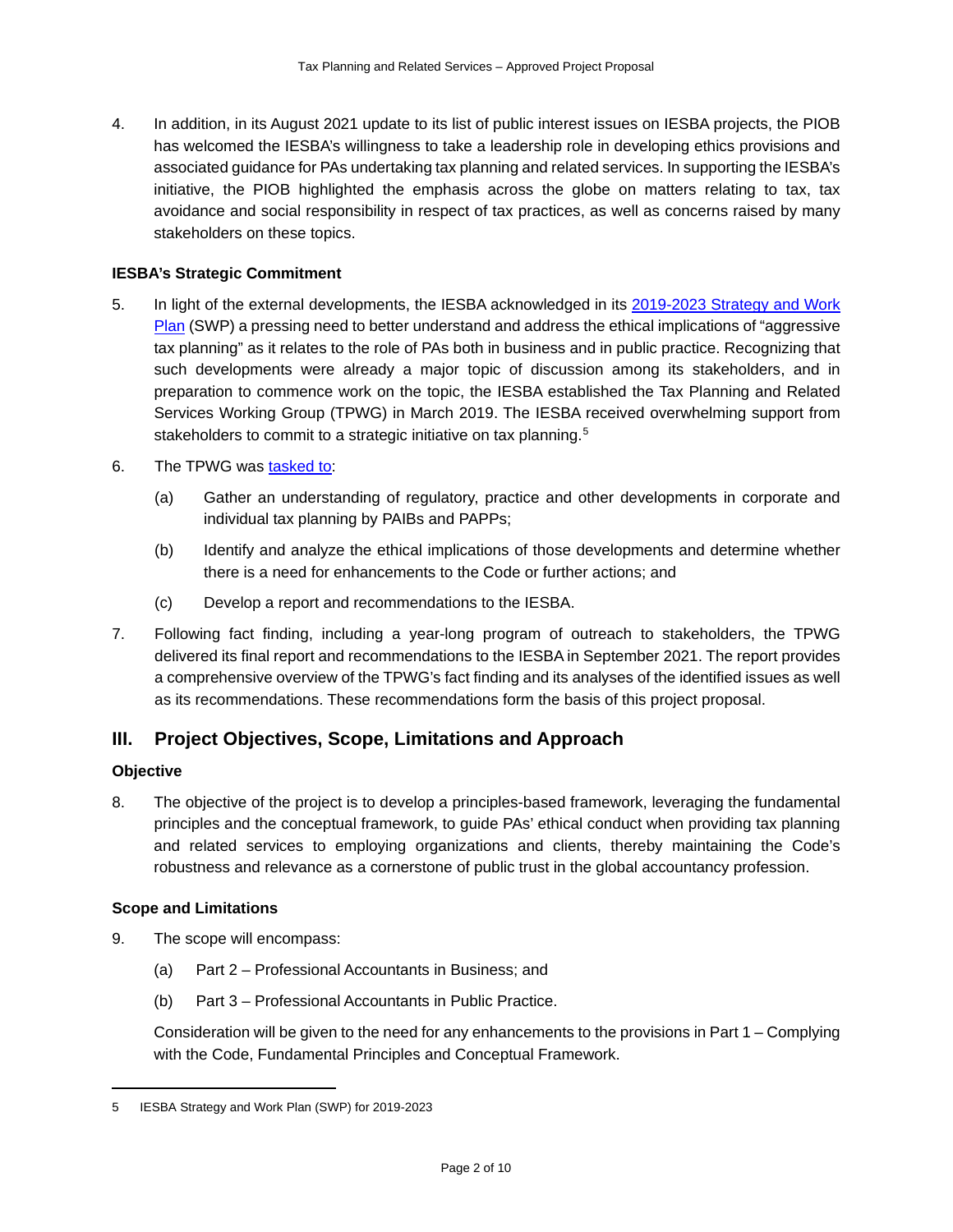4. In addition, in its August 2021 update to its list of public interest issues on IESBA projects, the PIOB has welcomed the IESBA's willingness to take a leadership role in developing ethics provisions and associated guidance for PAs undertaking tax planning and related services. In supporting the IESBA's initiative, the PIOB highlighted the emphasis across the globe on matters relating to tax, tax avoidance and social responsibility in respect of tax practices, as well as concerns raised by many stakeholders on these topics.

**IESBA's Strategic Commitment**

5. In light of the external developments, the IESBA acknowledged in its 2019-2023 Strategy and Work Plan (SWP) a pressing need to better understand and address the ethical implications of "aggressive tax planning" as it relates to the role of PAs both in business and in public practice. Recognizing that such developments were already a major topic of discussion among its stakeholders, and in preparation to commence work on the topic, the IESBA established the Tax Planning and Related Services Working Group (TPWG) in March 2019. The IESBA received overwhelming support from stakeholders to commit to a strategic initiative on tax planning.[5]

6. The TPWG was tasked to:

   (a) Gather an understanding of regulatory, practice and other developments in corporate and individual tax planning by PAIBs and PAPPs;

   (b) Identify and analyze the ethical implications of those developments and determine whether there is a need for enhancements to the Code or further actions; and

   (c) Develop a report and recommendations to the IESBA.

7. Following fact finding, including a year-long program of outreach to stakeholders, the TPWG delivered its final report and recommendations to the IESBA in September 2021. The report provides a comprehensive overview of the TPWG's fact finding and its analyses of the identified issues as well as its recommendations. These recommendations form the basis of this project proposal.

## III. Project Objectives, Scope, Limitations and Approach

**Objective**

8. The objective of the project is to develop a principles-based framework, leveraging the fundamental principles and the conceptual framework, to guide PAs' ethical conduct when providing tax planning and related services to employing organizations and clients, thereby maintaining the Code's robustness and relevance as a cornerstone of public trust in the global accountancy profession.

**Scope and Limitations**

9. The scope will encompass:

   (a) Part 2 – Professional Accountants in Business; and

   (b) Part 3 – Professional Accountants in Public Practice.

   Consideration will be given to the need for any enhancements to the provisions in Part 1 – Complying with the Code, Fundamental Principles and Conceptual Framework.

---

[5] IESBA Strategy and Work Plan (SWP) for 2019-2023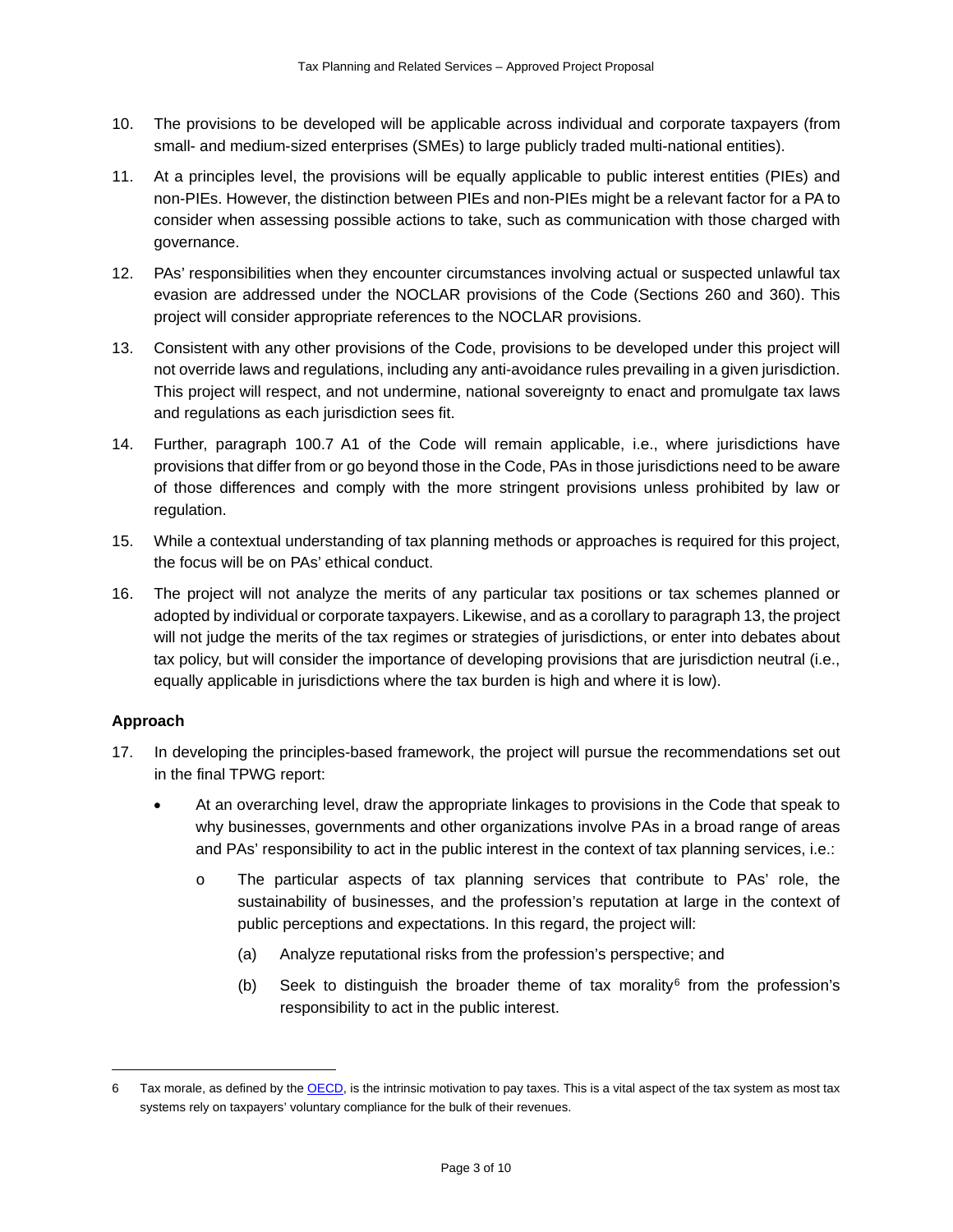10. The provisions to be developed will be applicable across individual and corporate taxpayers (from small- and medium-sized enterprises (SMEs) to large publicly traded multi-national entities).

11. At a principles level, the provisions will be equally applicable to public interest entities (PIEs) and non-PIEs. However, the distinction between PIEs and non-PIEs might be a relevant factor for a PA to consider when assessing possible actions to take, such as communication with those charged with governance.

12. PAs' responsibilities when they encounter circumstances involving actual or suspected unlawful tax evasion are addressed under the NOCLAR provisions of the Code (Sections 260 and 360). This project will consider appropriate references to the NOCLAR provisions.

13. Consistent with any other provisions of the Code, provisions to be developed under this project will not override laws and regulations, including any anti-avoidance rules prevailing in a given jurisdiction. This project will respect, and not undermine, national sovereignty to enact and promulgate tax laws and regulations as each jurisdiction sees fit.

14. Further, paragraph 100.7 A1 of the Code will remain applicable, i.e., where jurisdictions have provisions that differ from or go beyond those in the Code, PAs in those jurisdictions need to be aware of those differences and comply with the more stringent provisions unless prohibited by law or regulation.

15. While a contextual understanding of tax planning methods or approaches is required for this project, the focus will be on PAs' ethical conduct.

16. The project will not analyze the merits of any particular tax positions or tax schemes planned or adopted by individual or corporate taxpayers. Likewise, and as a corollary to paragraph 13, the project will not judge the merits of the tax regimes or strategies of jurisdictions, or enter into debates about tax policy, but will consider the importance of developing provisions that are jurisdiction neutral (i.e., equally applicable in jurisdictions where the tax burden is high and where it is low).

### Approach

17. In developing the principles-based framework, the project will pursue the recommendations set out in the final TPWG report:

    - At an overarching level, draw the appropriate linkages to provisions in the Code that speak to why businesses, governments and other organizations involve PAs in a broad range of areas and PAs' responsibility to act in the public interest in the context of tax planning services, i.e.:

        - The particular aspects of tax planning services that contribute to PAs' role, the sustainability of businesses, and the profession's reputation at large in the context of public perceptions and expectations. In this regard, the project will:

            (a) Analyze reputational risks from the profession's perspective; and

            (b) Seek to distinguish the broader theme of tax morality[6] from the profession's responsibility to act in the public interest.

---

6 Tax morale, as defined by the OECD, is the intrinsic motivation to pay taxes. This is a vital aspect of the tax system as most tax systems rely on taxpayers' voluntary compliance for the bulk of their revenues.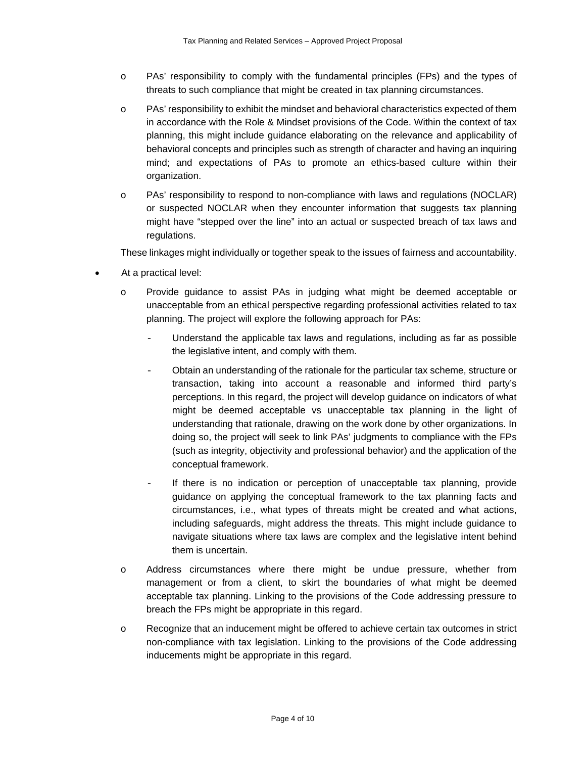- PAs' responsibility to comply with the fundamental principles (FPs) and the types of threats to such compliance that might be created in tax planning circumstances.
- PAs' responsibility to exhibit the mindset and behavioral characteristics expected of them in accordance with the Role & Mindset provisions of the Code. Within the context of tax planning, this might include guidance elaborating on the relevance and applicability of behavioral concepts and principles such as strength of character and having an inquiring mind; and expectations of PAs to promote an ethics-based culture within their organization.
- PAs' responsibility to respond to non-compliance with laws and regulations (NOCLAR) or suspected NOCLAR when they encounter information that suggests tax planning might have "stepped over the line" into an actual or suspected breach of tax laws and regulations.

These linkages might individually or together speak to the issues of fairness and accountability.

- At a practical level:
  - Provide guidance to assist PAs in judging what might be deemed acceptable or unacceptable from an ethical perspective regarding professional activities related to tax planning. The project will explore the following approach for PAs:
    - Understand the applicable tax laws and regulations, including as far as possible the legislative intent, and comply with them.
    - Obtain an understanding of the rationale for the particular tax scheme, structure or transaction, taking into account a reasonable and informed third party's perceptions. In this regard, the project will develop guidance on indicators of what might be deemed acceptable vs unacceptable tax planning in the light of understanding that rationale, drawing on the work done by other organizations. In doing so, the project will seek to link PAs' judgments to compliance with the FPs (such as integrity, objectivity and professional behavior) and the application of the conceptual framework.
    - If there is no indication or perception of unacceptable tax planning, provide guidance on applying the conceptual framework to the tax planning facts and circumstances, i.e., what types of threats might be created and what actions, including safeguards, might address the threats. This might include guidance to navigate situations where tax laws are complex and the legislative intent behind them is uncertain.
  - Address circumstances where there might be undue pressure, whether from management or from a client, to skirt the boundaries of what might be deemed acceptable tax planning. Linking to the provisions of the Code addressing pressure to breach the FPs might be appropriate in this regard.
  - Recognize that an inducement might be offered to achieve certain tax outcomes in strict non-compliance with tax legislation. Linking to the provisions of the Code addressing inducements might be appropriate in this regard.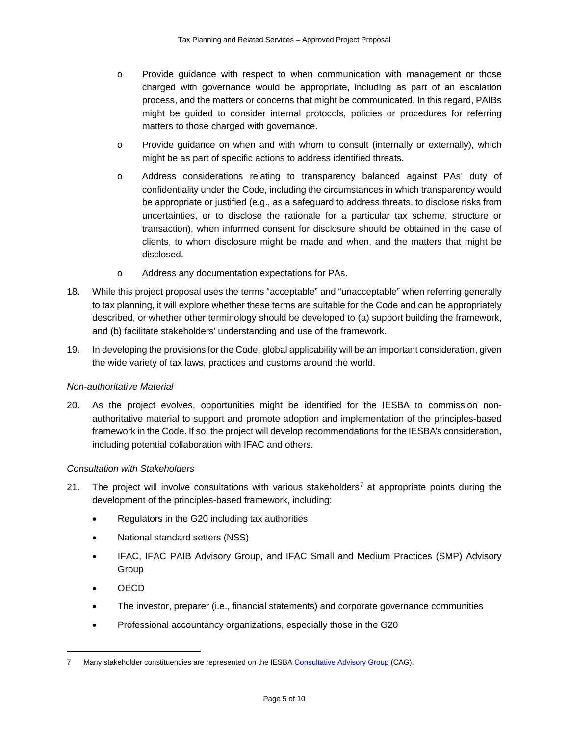- Provide guidance with respect to when communication with management or those charged with governance would be appropriate, including as part of an escalation process, and the matters or concerns that might be communicated. In this regard, PAIBs might be guided to consider internal protocols, policies or procedures for referring matters to those charged with governance.
- Provide guidance on when and with whom to consult (internally or externally), which might be as part of specific actions to address identified threats.
- Address considerations relating to transparency balanced against PAs' duty of confidentiality under the Code, including the circumstances in which transparency would be appropriate or justified (e.g., as a safeguard to address threats, to disclose risks from uncertainties, or to disclose the rationale for a particular tax scheme, structure or transaction), when informed consent for disclosure should be obtained in the case of clients, to whom disclosure might be made and when, and the matters that might be disclosed.
- Address any documentation expectations for PAs.

18. While this project proposal uses the terms "acceptable" and "unacceptable" when referring generally to tax planning, it will explore whether these terms are suitable for the Code and can be appropriately described, or whether other terminology should be developed to (a) support building the framework, and (b) facilitate stakeholders' understanding and use of the framework.

19. In developing the provisions for the Code, global applicability will be an important consideration, given the wide variety of tax laws, practices and customs around the world.

*Non-authoritative Material*

20. As the project evolves, opportunities might be identified for the IESBA to commission non-authoritative material to support and promote adoption and implementation of the principles-based framework in the Code. If so, the project will develop recommendations for the IESBA's consideration, including potential collaboration with IFAC and others.

*Consultation with Stakeholders*

21. The project will involve consultations with various stakeholders[7] at appropriate points during the development of the principles-based framework, including:

- Regulators in the G20 including tax authorities
- National standard setters (NSS)
- IFAC, IFAC PAIB Advisory Group, and IFAC Small and Medium Practices (SMP) Advisory Group
- OECD
- The investor, preparer (i.e., financial statements) and corporate governance communities
- Professional accountancy organizations, especially those in the G20

---

7 Many stakeholder constituencies are represented on the IESBA Consultative Advisory Group (CAG).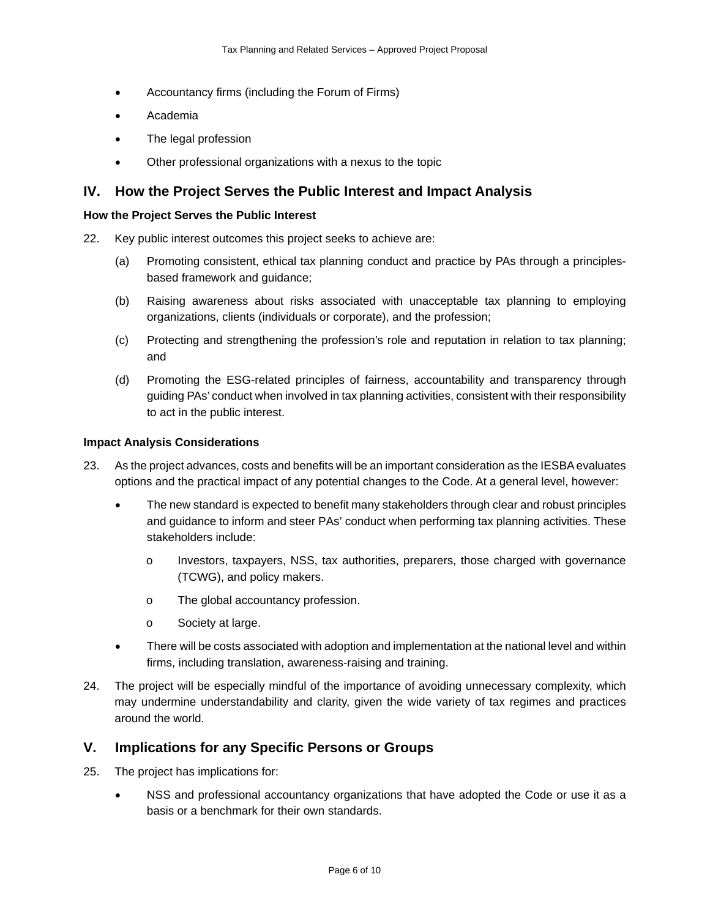- Accountancy firms (including the Forum of Firms)
- Academia
- The legal profession
- Other professional organizations with a nexus to the topic

## IV. How the Project Serves the Public Interest and Impact Analysis

### How the Project Serves the Public Interest

22. Key public interest outcomes this project seeks to achieve are:

    (a) Promoting consistent, ethical tax planning conduct and practice by PAs through a principles-based framework and guidance;

    (b) Raising awareness about risks associated with unacceptable tax planning to employing organizations, clients (individuals or corporate), and the profession;

    (c) Protecting and strengthening the profession's role and reputation in relation to tax planning; and

    (d) Promoting the ESG-related principles of fairness, accountability and transparency through guiding PAs' conduct when involved in tax planning activities, consistent with their responsibility to act in the public interest.

### Impact Analysis Considerations

23. As the project advances, costs and benefits will be an important consideration as the IESBA evaluates options and the practical impact of any potential changes to the Code. At a general level, however:

    - The new standard is expected to benefit many stakeholders through clear and robust principles and guidance to inform and steer PAs' conduct when performing tax planning activities. These stakeholders include:
        - Investors, taxpayers, NSS, tax authorities, preparers, those charged with governance (TCWG), and policy makers.
        - The global accountancy profession.
        - Society at large.
    - There will be costs associated with adoption and implementation at the national level and within firms, including translation, awareness-raising and training.

24. The project will be especially mindful of the importance of avoiding unnecessary complexity, which may undermine understandability and clarity, given the wide variety of tax regimes and practices around the world.

## V. Implications for any Specific Persons or Groups

25. The project has implications for:

    - NSS and professional accountancy organizations that have adopted the Code or use it as a basis or a benchmark for their own standards.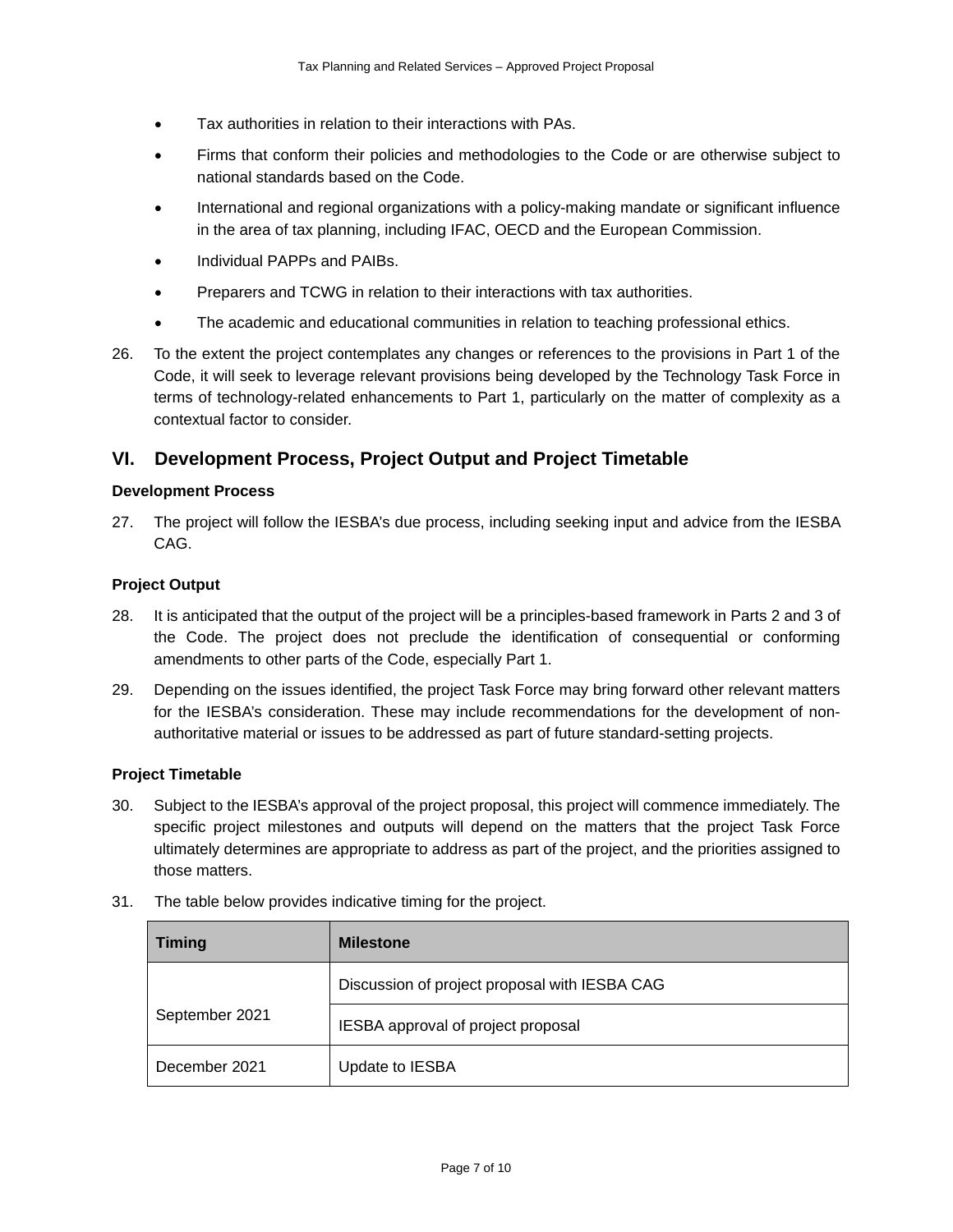- Tax authorities in relation to their interactions with PAs.
- Firms that conform their policies and methodologies to the Code or are otherwise subject to national standards based on the Code.
- International and regional organizations with a policy-making mandate or significant influence in the area of tax planning, including IFAC, OECD and the European Commission.
- Individual PAPPs and PAIBs.
- Preparers and TCWG in relation to their interactions with tax authorities.
- The academic and educational communities in relation to teaching professional ethics.

26. To the extent the project contemplates any changes or references to the provisions in Part 1 of the Code, it will seek to leverage relevant provisions being developed by the Technology Task Force in terms of technology-related enhancements to Part 1, particularly on the matter of complexity as a contextual factor to consider.

## VI. Development Process, Project Output and Project Timetable

### Development Process

27. The project will follow the IESBA's due process, including seeking input and advice from the IESBA CAG.

### Project Output

28. It is anticipated that the output of the project will be a principles-based framework in Parts 2 and 3 of the Code. The project does not preclude the identification of consequential or conforming amendments to other parts of the Code, especially Part 1.

29. Depending on the issues identified, the project Task Force may bring forward other relevant matters for the IESBA's consideration. These may include recommendations for the development of non-authoritative material or issues to be addressed as part of future standard-setting projects.

### Project Timetable

30. Subject to the IESBA's approval of the project proposal, this project will commence immediately. The specific project milestones and outputs will depend on the matters that the project Task Force ultimately determines are appropriate to address as part of the project, and the priorities assigned to those matters.

31. The table below provides indicative timing for the project.

| Timing | Milestone |
|---|---|
| September 2021 | Discussion of project proposal with IESBA CAG |
| | IESBA approval of project proposal |
| December 2021 | Update to IESBA |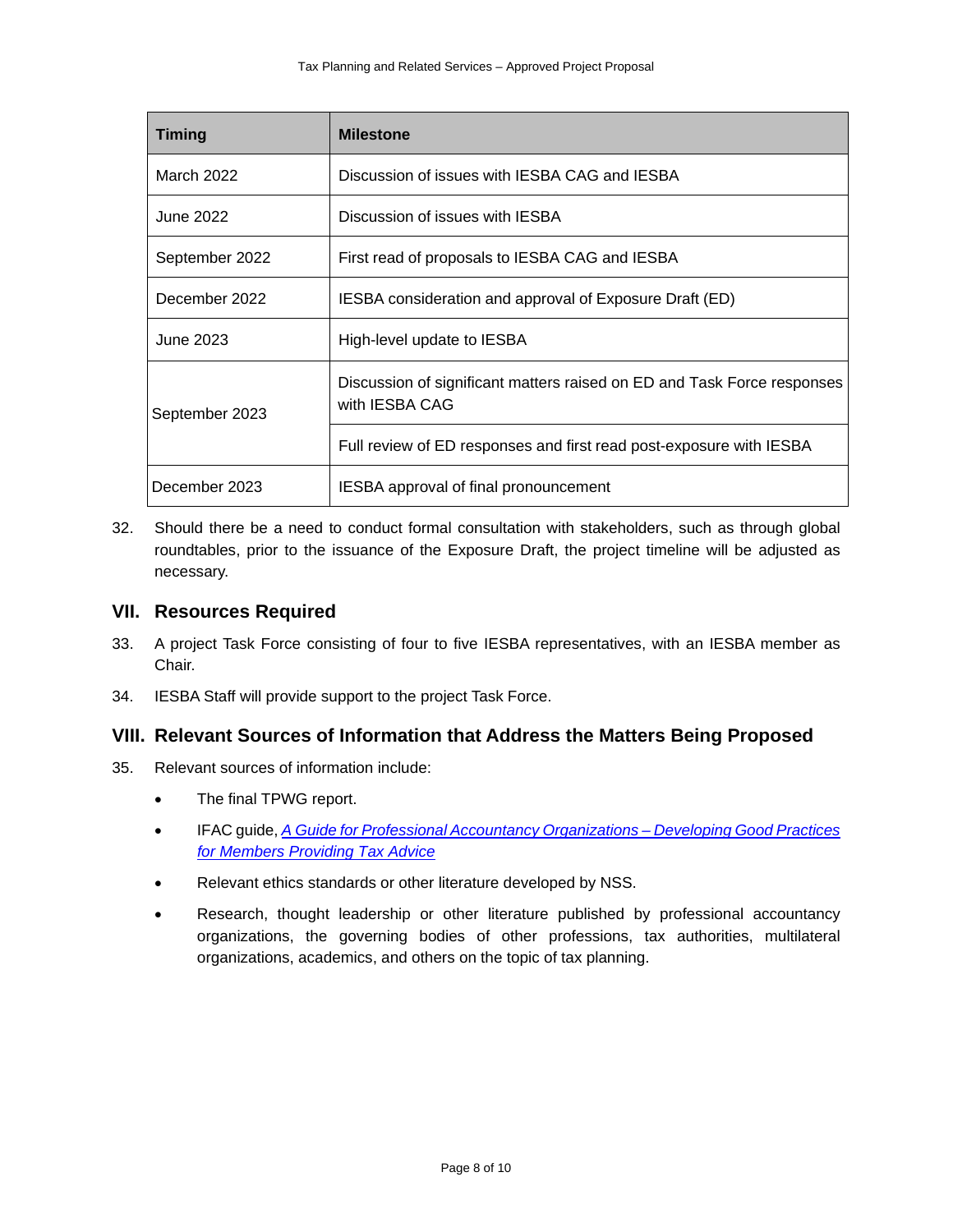| Timing | Milestone |
|---|---|
| March 2022 | Discussion of issues with IESBA CAG and IESBA |
| June 2022 | Discussion of issues with IESBA |
| September 2022 | First read of proposals to IESBA CAG and IESBA |
| December 2022 | IESBA consideration and approval of Exposure Draft (ED) |
| June 2023 | High-level update to IESBA |
| September 2023 | Discussion of significant matters raised on ED and Task Force responses with IESBA CAG |
| | Full review of ED responses and first read post-exposure with IESBA |
| December 2023 | IESBA approval of final pronouncement |

32. Should there be a need to conduct formal consultation with stakeholders, such as through global roundtables, prior to the issuance of the Exposure Draft, the project timeline will be adjusted as necessary.

## VII. Resources Required

33. A project Task Force consisting of four to five IESBA representatives, with an IESBA member as Chair.

34. IESBA Staff will provide support to the project Task Force.

## VIII. Relevant Sources of Information that Address the Matters Being Proposed

35. Relevant sources of information include:

- The final TPWG report.
- IFAC guide, *A Guide for Professional Accountancy Organizations – Developing Good Practices for Members Providing Tax Advice*
- Relevant ethics standards or other literature developed by NSS.
- Research, thought leadership or other literature published by professional accountancy organizations, the governing bodies of other professions, tax authorities, multilateral organizations, academics, and others on the topic of tax planning.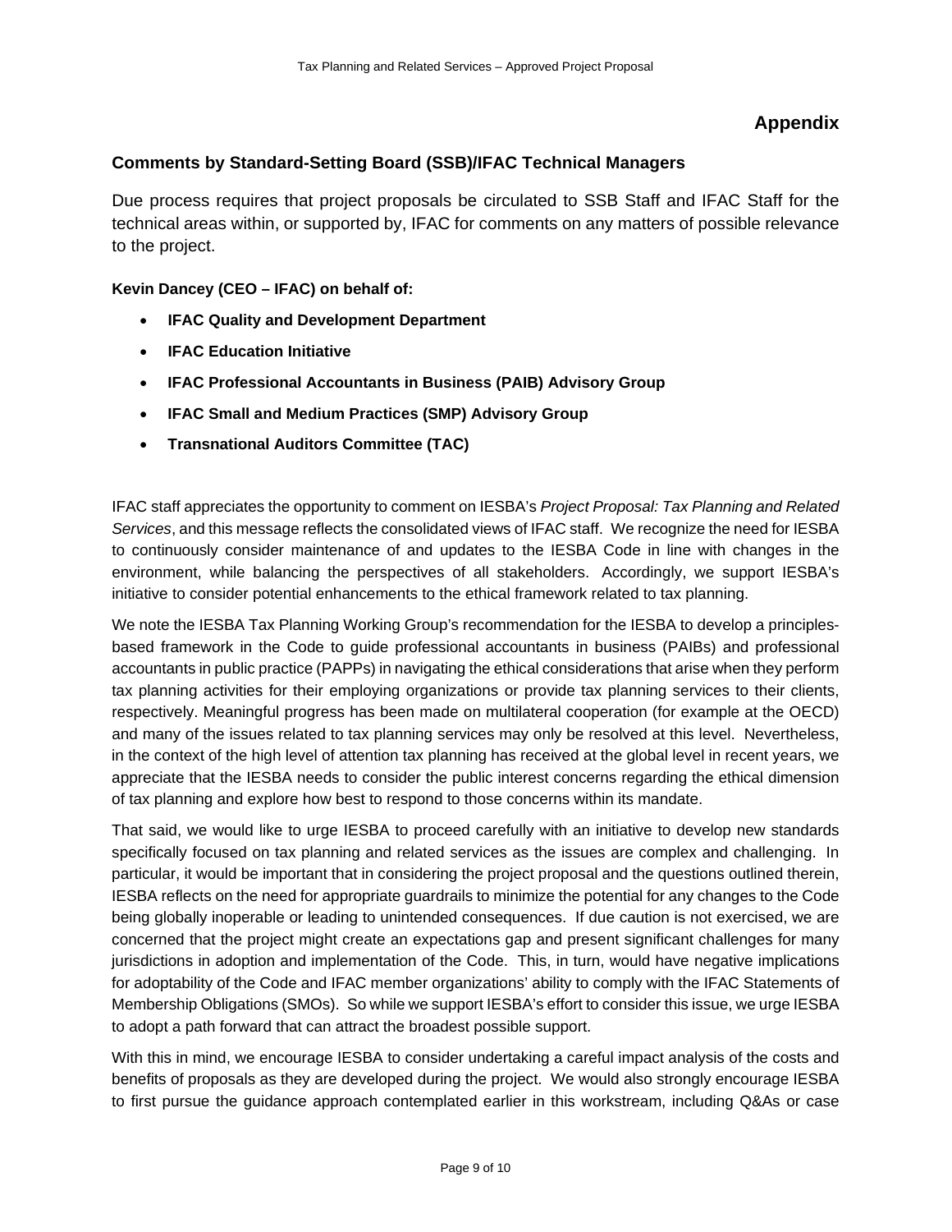## Appendix

### Comments by Standard-Setting Board (SSB)/IFAC Technical Managers

Due process requires that project proposals be circulated to SSB Staff and IFAC Staff for the technical areas within, or supported by, IFAC for comments on any matters of possible relevance to the project.

**Kevin Dancey (CEO – IFAC) on behalf of:**

- **IFAC Quality and Development Department**
- **IFAC Education Initiative**
- **IFAC Professional Accountants in Business (PAIB) Advisory Group**
- **IFAC Small and Medium Practices (SMP) Advisory Group**
- **Transnational Auditors Committee (TAC)**

IFAC staff appreciates the opportunity to comment on IESBA's *Project Proposal: Tax Planning and Related Services*, and this message reflects the consolidated views of IFAC staff. We recognize the need for IESBA to continuously consider maintenance of and updates to the IESBA Code in line with changes in the environment, while balancing the perspectives of all stakeholders. Accordingly, we support IESBA's initiative to consider potential enhancements to the ethical framework related to tax planning.

We note the IESBA Tax Planning Working Group's recommendation for the IESBA to develop a principles-based framework in the Code to guide professional accountants in business (PAIBs) and professional accountants in public practice (PAPPs) in navigating the ethical considerations that arise when they perform tax planning activities for their employing organizations or provide tax planning services to their clients, respectively. Meaningful progress has been made on multilateral cooperation (for example at the OECD) and many of the issues related to tax planning services may only be resolved at this level. Nevertheless, in the context of the high level of attention tax planning has received at the global level in recent years, we appreciate that the IESBA needs to consider the public interest concerns regarding the ethical dimension of tax planning and explore how best to respond to those concerns within its mandate.

That said, we would like to urge IESBA to proceed carefully with an initiative to develop new standards specifically focused on tax planning and related services as the issues are complex and challenging. In particular, it would be important that in considering the project proposal and the questions outlined therein, IESBA reflects on the need for appropriate guardrails to minimize the potential for any changes to the Code being globally inoperable or leading to unintended consequences. If due caution is not exercised, we are concerned that the project might create an expectations gap and present significant challenges for many jurisdictions in adoption and implementation of the Code. This, in turn, would have negative implications for adoptability of the Code and IFAC member organizations' ability to comply with the IFAC Statements of Membership Obligations (SMOs). So while we support IESBA's effort to consider this issue, we urge IESBA to adopt a path forward that can attract the broadest possible support.

With this in mind, we encourage IESBA to consider undertaking a careful impact analysis of the costs and benefits of proposals as they are developed during the project. We would also strongly encourage IESBA to first pursue the guidance approach contemplated earlier in this workstream, including Q&As or case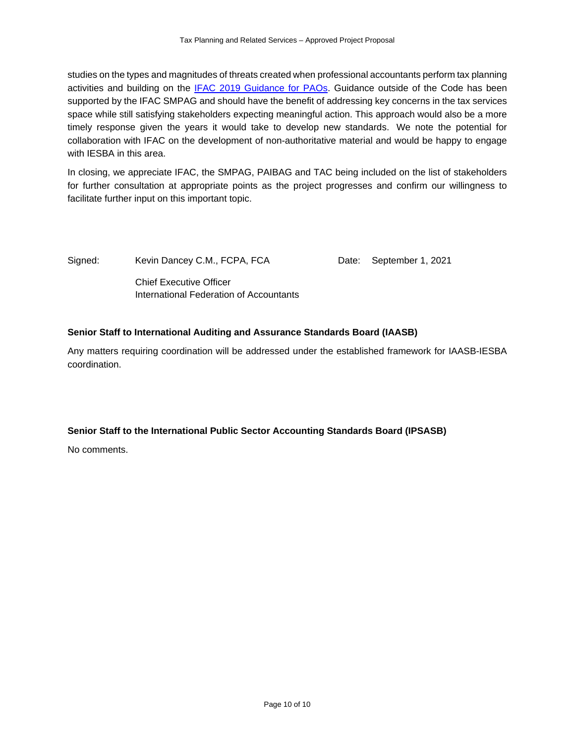studies on the types and magnitudes of threats created when professional accountants perform tax planning activities and building on the IFAC 2019 Guidance for PAOs. Guidance outside of the Code has been supported by the IFAC SMPAG and should have the benefit of addressing key concerns in the tax services space while still satisfying stakeholders expecting meaningful action. This approach would also be a more timely response given the years it would take to develop new standards. We note the potential for collaboration with IFAC on the development of non-authoritative material and would be happy to engage with IESBA in this area.

In closing, we appreciate IFAC, the SMPAG, PAIBAG and TAC being included on the list of stakeholders for further consultation at appropriate points as the project progresses and confirm our willingness to facilitate further input on this important topic.

Signed: Kevin Dancey C.M., FCPA, FCA    Date: September 1, 2021

Chief Executive Officer
International Federation of Accountants

**Senior Staff to International Auditing and Assurance Standards Board (IAASB)**

Any matters requiring coordination will be addressed under the established framework for IAASB-IESBA coordination.

**Senior Staff to the International Public Sector Accounting Standards Board (IPSASB)**

No comments.